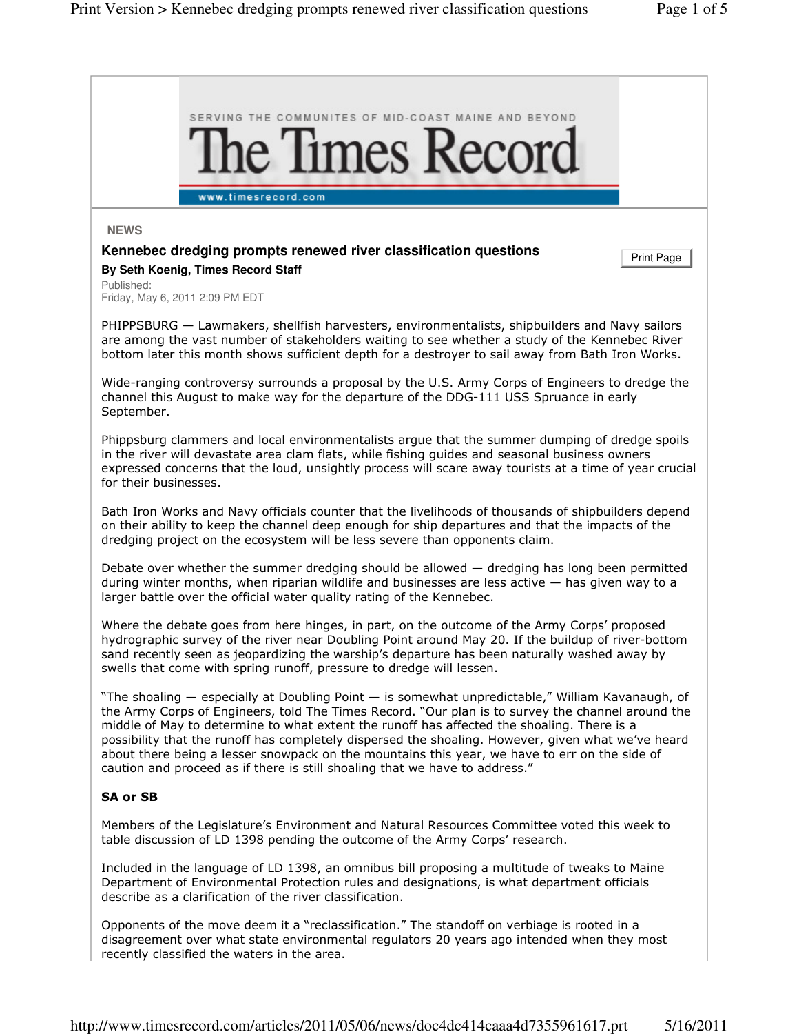SERVING THE COMMUNITES OF MID-COAST MAINE AND BEYOND

# The Times Record

www.timesrecord.com

**NEWS**

## Kennebec dredging prompts renewed river classification questions

**By Seth Koenig, Times Record Staff**

Published:
Friday, May 6, 2011 2:09 PM EDT

PHIPPSBURG — Lawmakers, shellfish harvesters, environmentalists, shipbuilders and Navy sailors are among the vast number of stakeholders waiting to see whether a study of the Kennebec River bottom later this month shows sufficient depth for a destroyer to sail away from Bath Iron Works.

Wide-ranging controversy surrounds a proposal by the U.S. Army Corps of Engineers to dredge the channel this August to make way for the departure of the DDG-111 USS Spruance in early September.

Phippsburg clammers and local environmentalists argue that the summer dumping of dredge spoils in the river will devastate area clam flats, while fishing guides and seasonal business owners expressed concerns that the loud, unsightly process will scare away tourists at a time of year crucial for their businesses.

Bath Iron Works and Navy officials counter that the livelihoods of thousands of shipbuilders depend on their ability to keep the channel deep enough for ship departures and that the impacts of the dredging project on the ecosystem will be less severe than opponents claim.

Debate over whether the summer dredging should be allowed — dredging has long been permitted during winter months, when riparian wildlife and businesses are less active — has given way to a larger battle over the official water quality rating of the Kennebec.

Where the debate goes from here hinges, in part, on the outcome of the Army Corps' proposed hydrographic survey of the river near Doubling Point around May 20. If the buildup of river-bottom sand recently seen as jeopardizing the warship's departure has been naturally washed away by swells that come with spring runoff, pressure to dredge will lessen.

"The shoaling — especially at Doubling Point — is somewhat unpredictable," William Kavanaugh, of the Army Corps of Engineers, told The Times Record. "Our plan is to survey the channel around the middle of May to determine to what extent the runoff has affected the shoaling. There is a possibility that the runoff has completely dispersed the shoaling. However, given what we've heard about there being a lesser snowpack on the mountains this year, we have to err on the side of caution and proceed as if there is still shoaling that we have to address."

### SA or SB

Members of the Legislature's Environment and Natural Resources Committee voted this week to table discussion of LD 1398 pending the outcome of the Army Corps' research.

Included in the language of LD 1398, an omnibus bill proposing a multitude of tweaks to Maine Department of Environmental Protection rules and designations, is what department officials describe as a clarification of the river classification.

Opponents of the move deem it a "reclassification." The standoff on verbiage is rooted in a disagreement over what state environmental regulators 20 years ago intended when they most recently classified the waters in the area.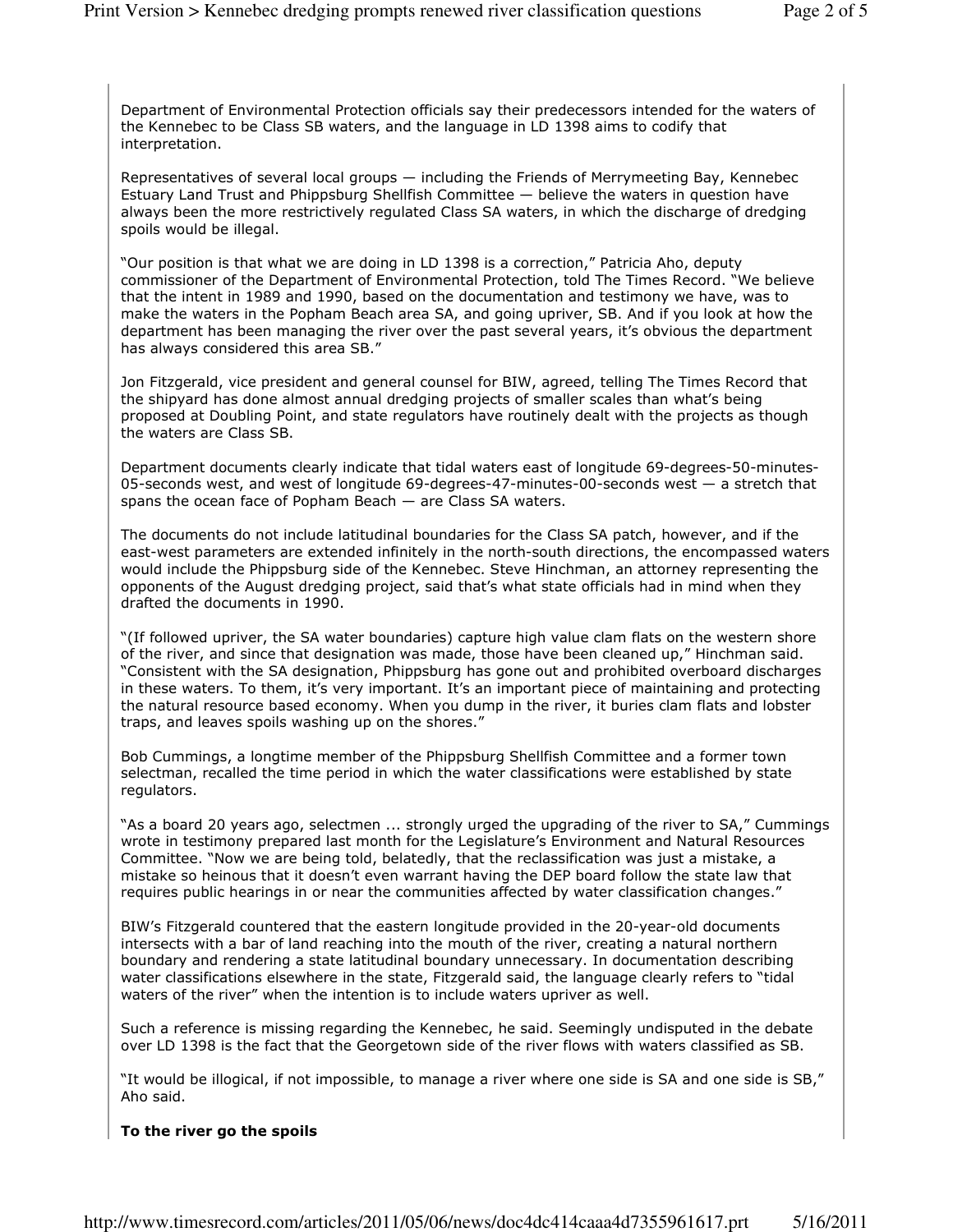Department of Environmental Protection officials say their predecessors intended for the waters of the Kennebec to be Class SB waters, and the language in LD 1398 aims to codify that interpretation.

Representatives of several local groups — including the Friends of Merrymeeting Bay, Kennebec Estuary Land Trust and Phippsburg Shellfish Committee — believe the waters in question have always been the more restrictively regulated Class SA waters, in which the discharge of dredging spoils would be illegal.

"Our position is that what we are doing in LD 1398 is a correction," Patricia Aho, deputy commissioner of the Department of Environmental Protection, told The Times Record. "We believe that the intent in 1989 and 1990, based on the documentation and testimony we have, was to make the waters in the Popham Beach area SA, and going upriver, SB. And if you look at how the department has been managing the river over the past several years, it's obvious the department has always considered this area SB."

Jon Fitzgerald, vice president and general counsel for BIW, agreed, telling The Times Record that the shipyard has done almost annual dredging projects of smaller scales than what's being proposed at Doubling Point, and state regulators have routinely dealt with the projects as though the waters are Class SB.

Department documents clearly indicate that tidal waters east of longitude 69-degrees-50-minutes-05-seconds west, and west of longitude 69-degrees-47-minutes-00-seconds west — a stretch that spans the ocean face of Popham Beach — are Class SA waters.

The documents do not include latitudinal boundaries for the Class SA patch, however, and if the east-west parameters are extended infinitely in the north-south directions, the encompassed waters would include the Phippsburg side of the Kennebec. Steve Hinchman, an attorney representing the opponents of the August dredging project, said that's what state officials had in mind when they drafted the documents in 1990.

"(If followed upriver, the SA water boundaries) capture high value clam flats on the western shore of the river, and since that designation was made, those have been cleaned up," Hinchman said. "Consistent with the SA designation, Phippsburg has gone out and prohibited overboard discharges in these waters. To them, it's very important. It's an important piece of maintaining and protecting the natural resource based economy. When you dump in the river, it buries clam flats and lobster traps, and leaves spoils washing up on the shores."

Bob Cummings, a longtime member of the Phippsburg Shellfish Committee and a former town selectman, recalled the time period in which the water classifications were established by state regulators.

"As a board 20 years ago, selectmen ... strongly urged the upgrading of the river to SA," Cummings wrote in testimony prepared last month for the Legislature's Environment and Natural Resources Committee. "Now we are being told, belatedly, that the reclassification was just a mistake, a mistake so heinous that it doesn't even warrant having the DEP board follow the state law that requires public hearings in or near the communities affected by water classification changes."

BIW's Fitzgerald countered that the eastern longitude provided in the 20-year-old documents intersects with a bar of land reaching into the mouth of the river, creating a natural northern boundary and rendering a state latitudinal boundary unnecessary. In documentation describing water classifications elsewhere in the state, Fitzgerald said, the language clearly refers to "tidal waters of the river" when the intention is to include waters upriver as well.

Such a reference is missing regarding the Kennebec, he said. Seemingly undisputed in the debate over LD 1398 is the fact that the Georgetown side of the river flows with waters classified as SB.

"It would be illogical, if not impossible, to manage a river where one side is SA and one side is SB," Aho said.

**To the river go the spoils**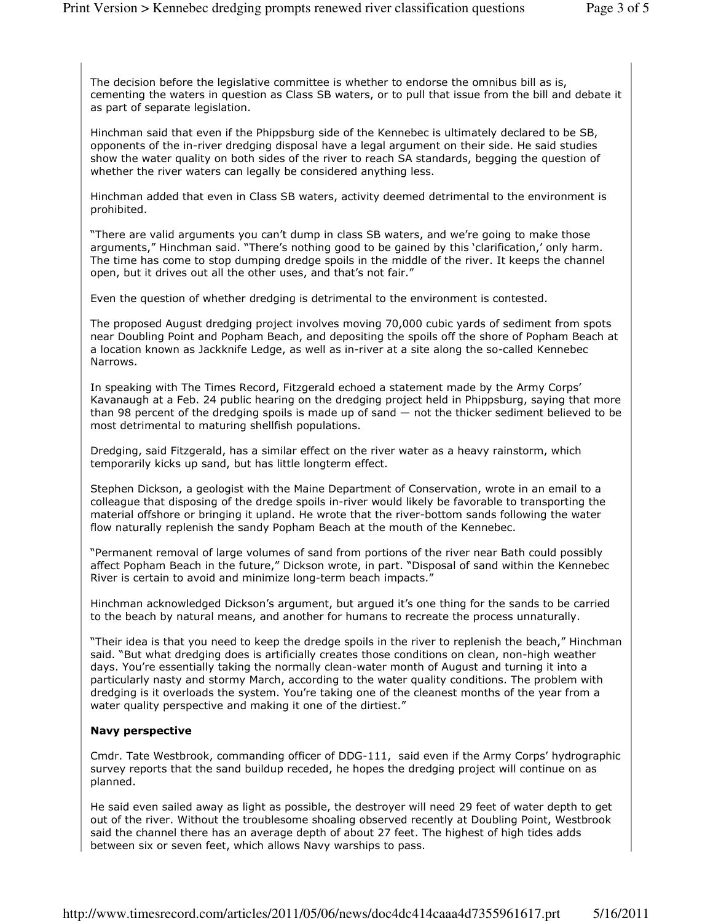The decision before the legislative committee is whether to endorse the omnibus bill as is, cementing the waters in question as Class SB waters, or to pull that issue from the bill and debate it as part of separate legislation.

Hinchman said that even if the Phippsburg side of the Kennebec is ultimately declared to be SB, opponents of the in-river dredging disposal have a legal argument on their side. He said studies show the water quality on both sides of the river to reach SA standards, begging the question of whether the river waters can legally be considered anything less.

Hinchman added that even in Class SB waters, activity deemed detrimental to the environment is prohibited.

"There are valid arguments you can't dump in class SB waters, and we're going to make those arguments," Hinchman said. "There's nothing good to be gained by this 'clarification,' only harm. The time has come to stop dumping dredge spoils in the middle of the river. It keeps the channel open, but it drives out all the other uses, and that's not fair."

Even the question of whether dredging is detrimental to the environment is contested.

The proposed August dredging project involves moving 70,000 cubic yards of sediment from spots near Doubling Point and Popham Beach, and depositing the spoils off the shore of Popham Beach at a location known as Jackknife Ledge, as well as in-river at a site along the so-called Kennebec Narrows.

In speaking with The Times Record, Fitzgerald echoed a statement made by the Army Corps' Kavanaugh at a Feb. 24 public hearing on the dredging project held in Phippsburg, saying that more than 98 percent of the dredging spoils is made up of sand — not the thicker sediment believed to be most detrimental to maturing shellfish populations.

Dredging, said Fitzgerald, has a similar effect on the river water as a heavy rainstorm, which temporarily kicks up sand, but has little longterm effect.

Stephen Dickson, a geologist with the Maine Department of Conservation, wrote in an email to a colleague that disposing of the dredge spoils in-river would likely be favorable to transporting the material offshore or bringing it upland. He wrote that the river-bottom sands following the water flow naturally replenish the sandy Popham Beach at the mouth of the Kennebec.

"Permanent removal of large volumes of sand from portions of the river near Bath could possibly affect Popham Beach in the future," Dickson wrote, in part. "Disposal of sand within the Kennebec River is certain to avoid and minimize long-term beach impacts."

Hinchman acknowledged Dickson's argument, but argued it's one thing for the sands to be carried to the beach by natural means, and another for humans to recreate the process unnaturally.

"Their idea is that you need to keep the dredge spoils in the river to replenish the beach," Hinchman said. "But what dredging does is artificially creates those conditions on clean, non-high weather days. You're essentially taking the normally clean-water month of August and turning it into a particularly nasty and stormy March, according to the water quality conditions. The problem with dredging is it overloads the system. You're taking one of the cleanest months of the year from a water quality perspective and making it one of the dirtiest."

**Navy perspective**

Cmdr. Tate Westbrook, commanding officer of DDG-111, said even if the Army Corps' hydrographic survey reports that the sand buildup receded, he hopes the dredging project will continue on as planned.

He said even sailed away as light as possible, the destroyer will need 29 feet of water depth to get out of the river. Without the troublesome shoaling observed recently at Doubling Point, Westbrook said the channel there has an average depth of about 27 feet. The highest of high tides adds between six or seven feet, which allows Navy warships to pass.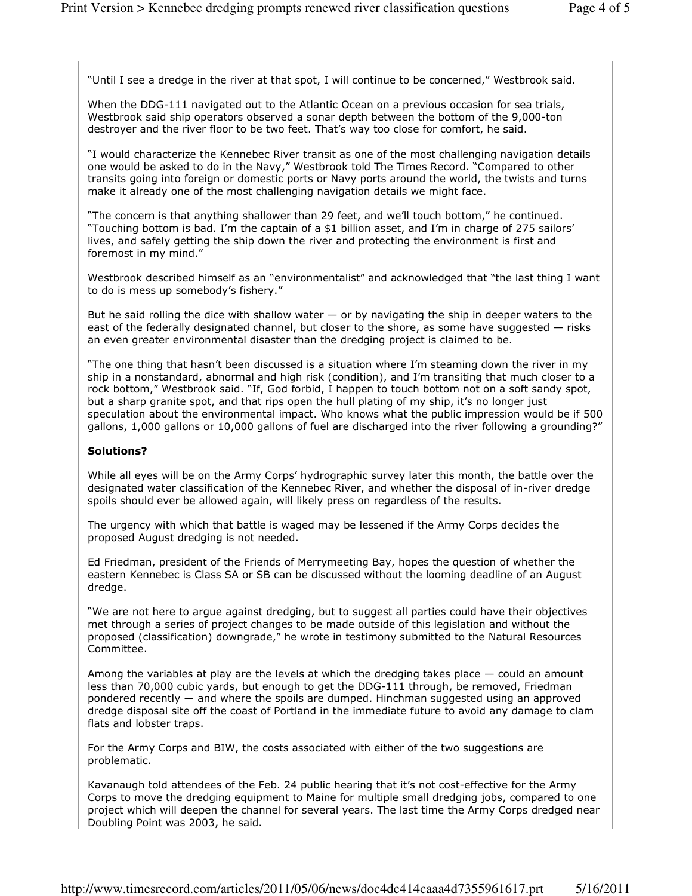"Until I see a dredge in the river at that spot, I will continue to be concerned," Westbrook said.

When the DDG-111 navigated out to the Atlantic Ocean on a previous occasion for sea trials, Westbrook said ship operators observed a sonar depth between the bottom of the 9,000-ton destroyer and the river floor to be two feet. That's way too close for comfort, he said.

"I would characterize the Kennebec River transit as one of the most challenging navigation details one would be asked to do in the Navy," Westbrook told The Times Record. "Compared to other transits going into foreign or domestic ports or Navy ports around the world, the twists and turns make it already one of the most challenging navigation details we might face.

"The concern is that anything shallower than 29 feet, and we'll touch bottom," he continued. "Touching bottom is bad. I'm the captain of a $1 billion asset, and I'm in charge of 275 sailors' lives, and safely getting the ship down the river and protecting the environment is first and foremost in my mind."

Westbrook described himself as an "environmentalist" and acknowledged that "the last thing I want to do is mess up somebody's fishery."

But he said rolling the dice with shallow water — or by navigating the ship in deeper waters to the east of the federally designated channel, but closer to the shore, as some have suggested — risks an even greater environmental disaster than the dredging project is claimed to be.

"The one thing that hasn't been discussed is a situation where I'm steaming down the river in my ship in a nonstandard, abnormal and high risk (condition), and I'm transiting that much closer to a rock bottom," Westbrook said. "If, God forbid, I happen to touch bottom not on a soft sandy spot, but a sharp granite spot, and that rips open the hull plating of my ship, it's no longer just speculation about the environmental impact. Who knows what the public impression would be if 500 gallons, 1,000 gallons or 10,000 gallons of fuel are discharged into the river following a grounding?"

**Solutions?**

While all eyes will be on the Army Corps' hydrographic survey later this month, the battle over the designated water classification of the Kennebec River, and whether the disposal of in-river dredge spoils should ever be allowed again, will likely press on regardless of the results.

The urgency with which that battle is waged may be lessened if the Army Corps decides the proposed August dredging is not needed.

Ed Friedman, president of the Friends of Merrymeeting Bay, hopes the question of whether the eastern Kennebec is Class SA or SB can be discussed without the looming deadline of an August dredge.

"We are not here to argue against dredging, but to suggest all parties could have their objectives met through a series of project changes to be made outside of this legislation and without the proposed (classification) downgrade," he wrote in testimony submitted to the Natural Resources Committee.

Among the variables at play are the levels at which the dredging takes place — could an amount less than 70,000 cubic yards, but enough to get the DDG-111 through, be removed, Friedman pondered recently — and where the spoils are dumped. Hinchman suggested using an approved dredge disposal site off the coast of Portland in the immediate future to avoid any damage to clam flats and lobster traps.

For the Army Corps and BIW, the costs associated with either of the two suggestions are problematic.

Kavanaugh told attendees of the Feb. 24 public hearing that it's not cost-effective for the Army Corps to move the dredging equipment to Maine for multiple small dredging jobs, compared to one project which will deepen the channel for several years. The last time the Army Corps dredged near Doubling Point was 2003, he said.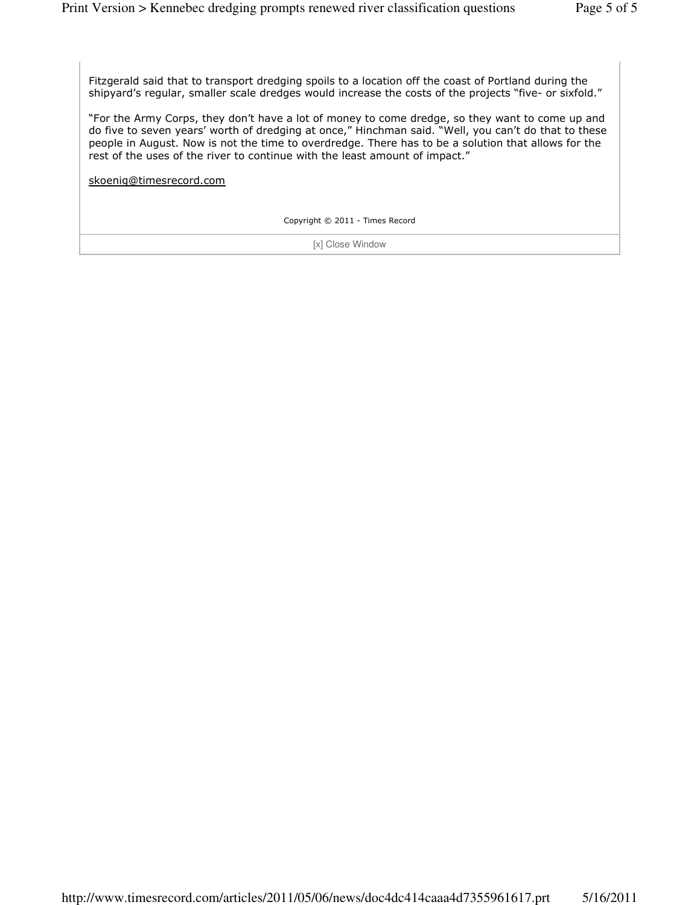Fitzgerald said that to transport dredging spoils to a location off the coast of Portland during the shipyard's regular, smaller scale dredges would increase the costs of the projects "five- or sixfold."

"For the Army Corps, they don't have a lot of money to come dredge, so they want to come up and do five to seven years' worth of dredging at once," Hinchman said. "Well, you can't do that to these people in August. Now is not the time to overdredge. There has to be a solution that allows for the rest of the uses of the river to continue with the least amount of impact."

skoenig@timesrecord.com

Copyright © 2011 - Times Record

[x] Close Window